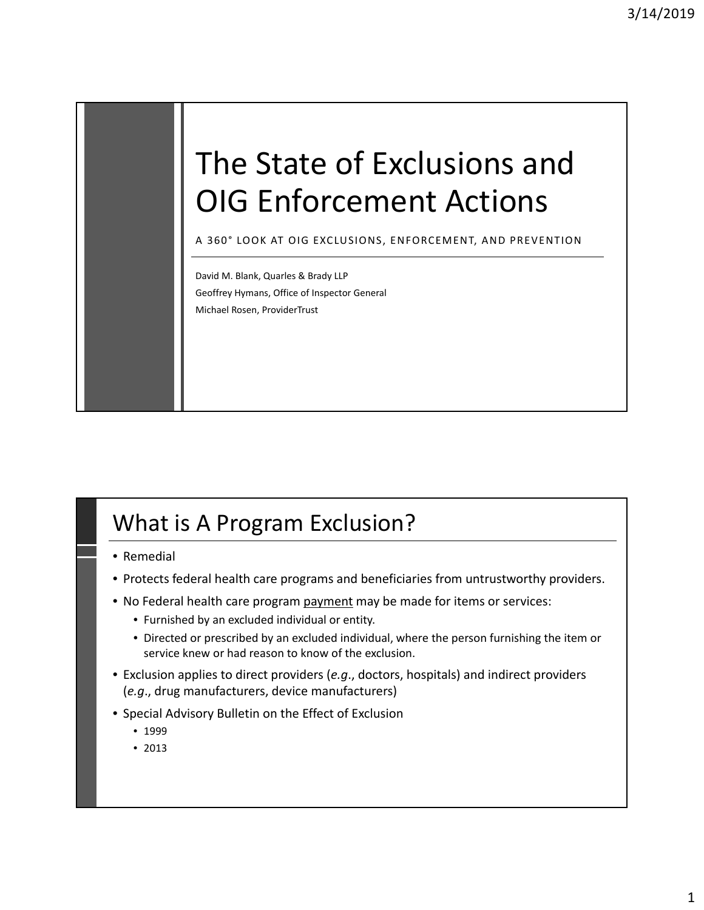# The State of Exclusions and OIG Enforcement Actions

A 360° LOOK AT OIG EXCLUSIONS, ENFORCEMENT, AND PREVENTION

David M. Blank, Quarles & Brady LLP

Geoffrey Hymans, Office of Inspector General

Michael Rosen, ProviderTrust

## What is A Program Exclusion?

- Remedial
- Protects federal health care programs and beneficiaries from untrustworthy providers.
- No Federal health care program payment may be made for items or services:
  - Furnished by an excluded individual or entity.
  - Directed or prescribed by an excluded individual, where the person furnishing the item or service knew or had reason to know of the exclusion.
- Exclusion applies to direct providers (*e.g.*, doctors, hospitals) and indirect providers (*e.g.*, drug manufacturers, device manufacturers)
- Special Advisory Bulletin on the Effect of Exclusion
  - 1999
  - 2013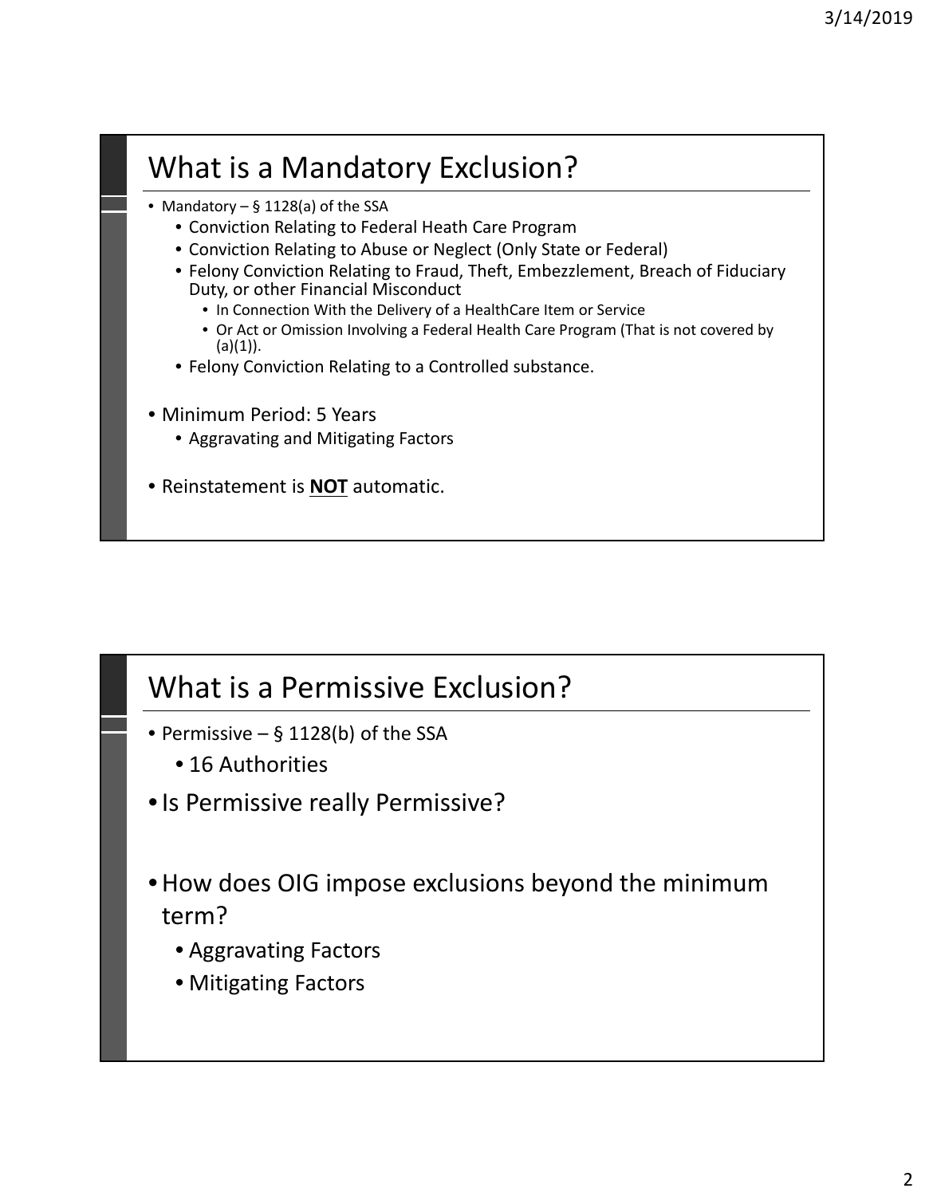## What is a Mandatory Exclusion?

- Mandatory – § 1128(a) of the SSA
  - Conviction Relating to Federal Heath Care Program
  - Conviction Relating to Abuse or Neglect (Only State or Federal)
  - Felony Conviction Relating to Fraud, Theft, Embezzlement, Breach of Fiduciary Duty, or other Financial Misconduct
    - In Connection With the Delivery of a HealthCare Item or Service
    - Or Act or Omission Involving a Federal Health Care Program (That is not covered by (a)(1)).
  - Felony Conviction Relating to a Controlled substance.
- Minimum Period: 5 Years
  - Aggravating and Mitigating Factors
- Reinstatement is **NOT** automatic.

## What is a Permissive Exclusion?

- Permissive – § 1128(b) of the SSA
  - 16 Authorities
- Is Permissive really Permissive?
- How does OIG impose exclusions beyond the minimum term?
  - Aggravating Factors
  - Mitigating Factors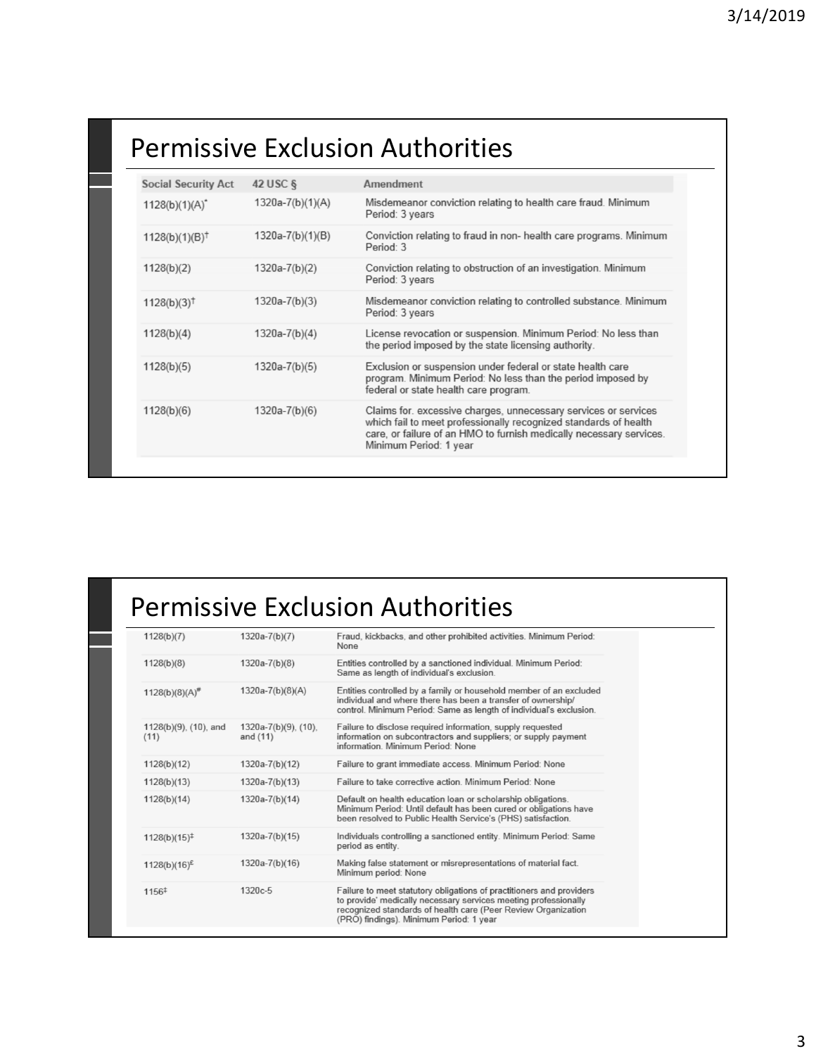## Permissive Exclusion Authorities

| Social Security Act | 42 USC § | Amendment |
|---|---|---|
| 1128(b)(1)(A)[*] | 1320a-7(b)(1)(A) | Misdemeanor conviction relating to health care fraud. Minimum Period: 3 years |
| 1128(b)(1)(B)[†] | 1320a-7(b)(1)(B) | Conviction relating to fraud in non- health care programs. Minimum Period: 3 |
| 1128(b)(2) | 1320a-7(b)(2) | Conviction relating to obstruction of an investigation. Minimum Period: 3 years |
| 1128(b)(3)[†] | 1320a-7(b)(3) | Misdemeanor conviction relating to controlled substance. Minimum Period: 3 years |
| 1128(b)(4) | 1320a-7(b)(4) | License revocation or suspension. Minimum Period: No less than the period imposed by the state licensing authority. |
| 1128(b)(5) | 1320a-7(b)(5) | Exclusion or suspension under federal or state health care program. Minimum Period: No less than the period imposed by federal or state health care program. |
| 1128(b)(6) | 1320a-7(b)(6) | Claims for. excessive charges, unnecessary services or services which fail to meet professionally recognized standards of health care, or failure of an HMO to furnish medically necessary services. Minimum Period: 1 year |

## Permissive Exclusion Authorities

| Social Security Act | 42 USC § | Amendment |
|---|---|---|
| 1128(b)(7) | 1320a-7(b)(7) | Fraud, kickbacks, and other prohibited activities. Minimum Period: None |
| 1128(b)(8) | 1320a-7(b)(8) | Entities controlled by a sanctioned individual. Minimum Period: Same as length of individual's exclusion. |
| 1128(b)(8)(A)[#] | 1320a-7(b)(8)(A) | Entities controlled by a family or household member of an excluded individual and where there has been a transfer of ownership/ control. Minimum Period: Same as length of individual's exclusion. |
| 1128(b)(9), (10), and (11) | 1320a-7(b)(9), (10), and (11) | Failure to disclose required information, supply requested information on subcontractors and suppliers; or supply payment information. Minimum Period: None |
| 1128(b)(12) | 1320a-7(b)(12) | Failure to grant immediate access. Minimum Period: None |
| 1128(b)(13) | 1320a-7(b)(13) | Failure to take corrective action. Minimum Period: None |
| 1128(b)(14) | 1320a-7(b)(14) | Default on health education loan or scholarship obligations. Minimum Period: Until default has been cured or obligations have been resolved to Public Health Service's (PHS) satisfaction. |
| 1128(b)(15)[‡] | 1320a-7(b)(15) | Individuals controlling a sanctioned entity. Minimum Period: Same period as entity. |
| 1128(b)(16)[£] | 1320a-7(b)(16) | Making false statement or misrepresentations of material fact. Minimum period: None |
| 1156[‡] | 1320c-5 | Failure to meet statutory obligations of practitioners and providers to provide' medically necessary services meeting professionally recognized standards of health care (Peer Review Organization (PRO) findings). Minimum Period: 1 year |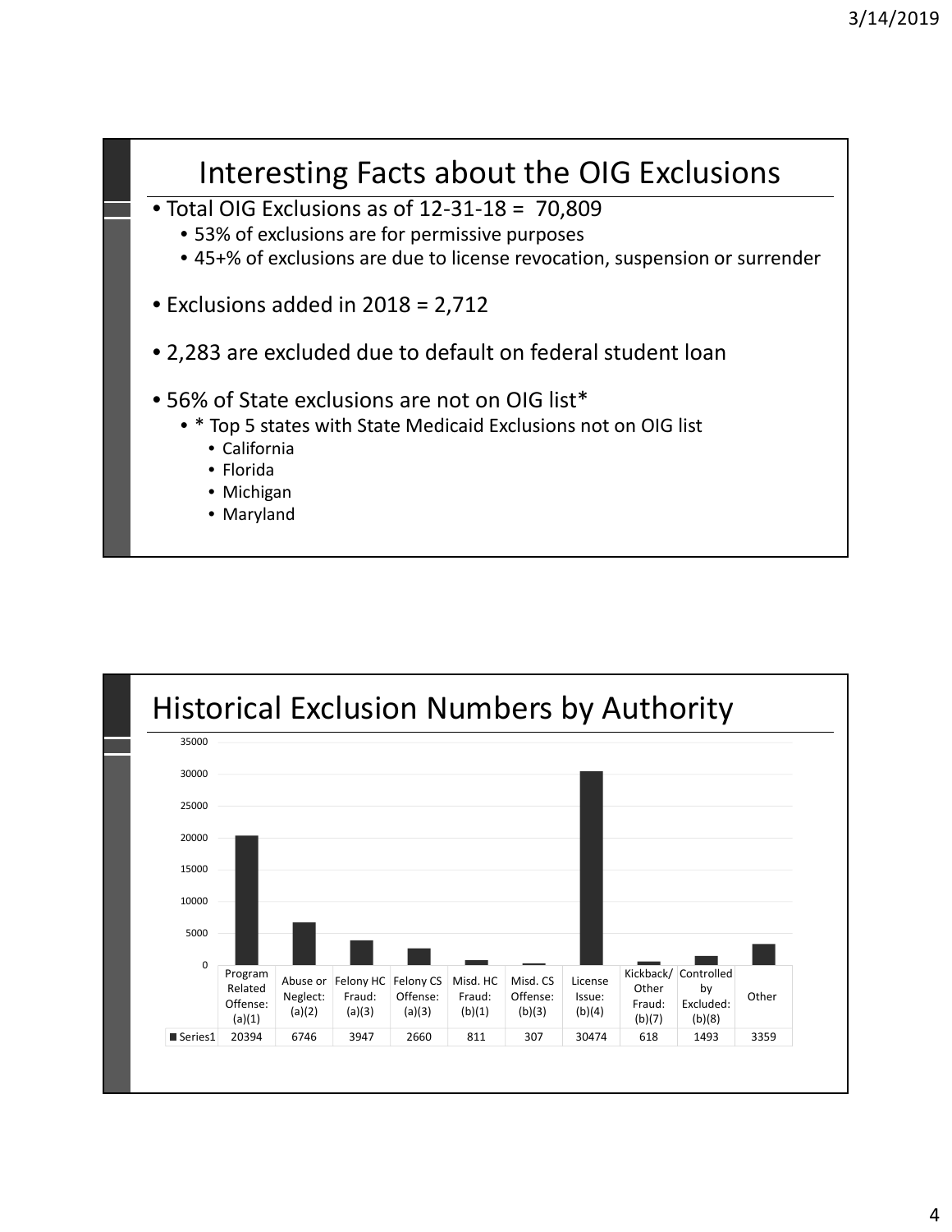## Interesting Facts about the OIG Exclusions

- Total OIG Exclusions as of 12-31-18 = 70,809
  - 53% of exclusions are for permissive purposes
  - 45+% of exclusions are due to license revocation, suspension or surrender
- Exclusions added in 2018 = 2,712
- 2,283 are excluded due to default on federal student loan
- 56% of State exclusions are not on OIG list*
  - * Top 5 states with State Medicaid Exclusions not on OIG list
    - California
    - Florida
    - Michigan
    - Maryland

## Historical Exclusion Numbers by Authority

| | Program Related Offense: (a)(1) | Abuse or Neglect: (a)(2) | Felony HC Fraud: (a)(3) | Felony CS Offense: (a)(3) | Misd. HC Fraud: (b)(1) | Misd. CS Offense: (b)(3) | License Issue: (b)(4) | Kickback/ Other Fraud: (b)(7) | Controlled by Excluded: (b)(8) | Other |
|---|---|---|---|---|---|---|---|---|---|---|
| Series1 | 20394 | 6746 | 3947 | 2660 | 811 | 307 | 30474 | 618 | 1493 | 3359 |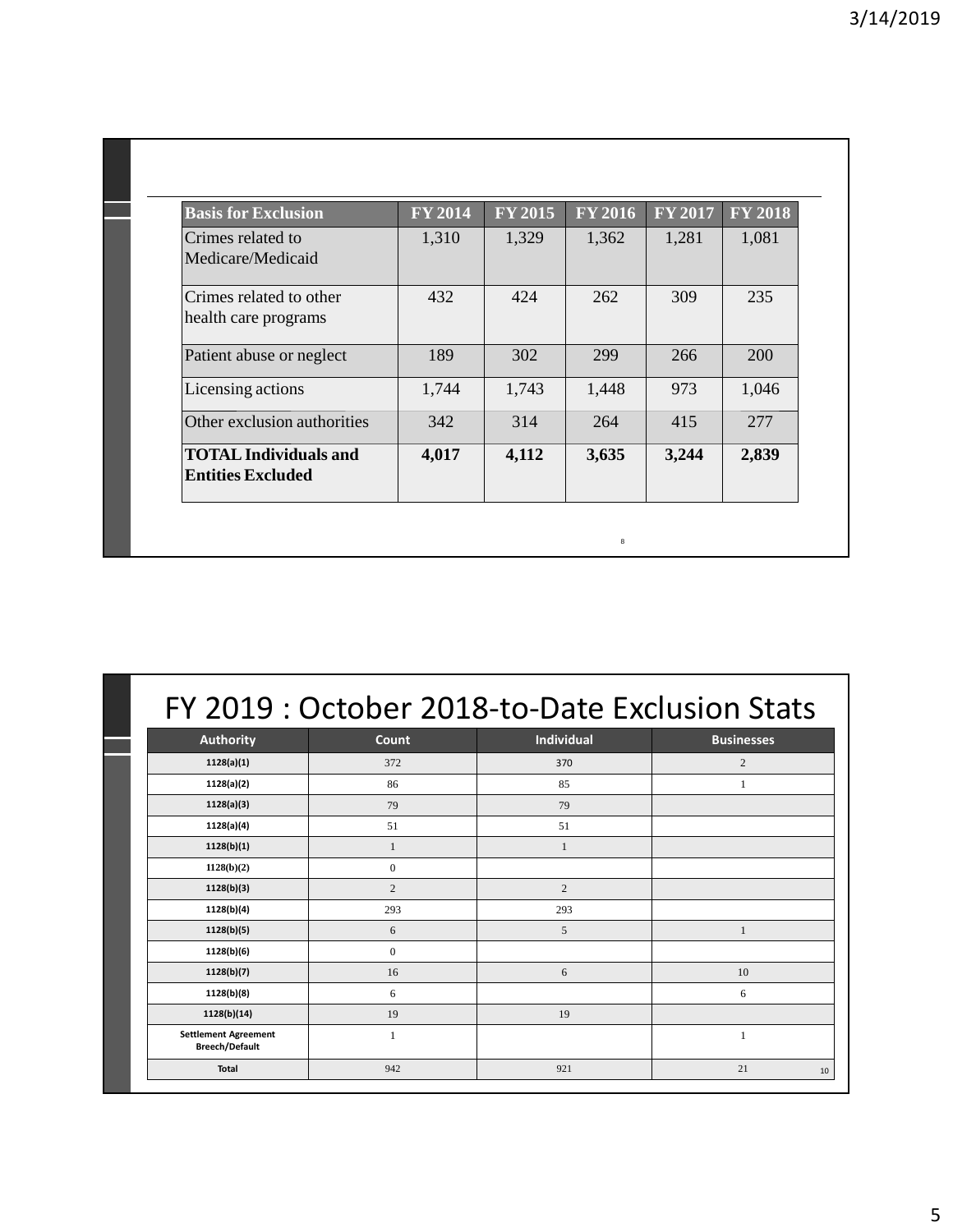| Basis for Exclusion | FY 2014 | FY 2015 | FY 2016 | FY 2017 | FY 2018 |
|---|---|---|---|---|---|
| Crimes related to Medicare/Medicaid | 1,310 | 1,329 | 1,362 | 1,281 | 1,081 |
| Crimes related to other health care programs | 432 | 424 | 262 | 309 | 235 |
| Patient abuse or neglect | 189 | 302 | 299 | 266 | 200 |
| Licensing actions | 1,744 | 1,743 | 1,448 | 973 | 1,046 |
| Other exclusion authorities | 342 | 314 | 264 | 415 | 277 |
| **TOTAL Individuals and Entities Excluded** | **4,017** | **4,112** | **3,635** | **3,244** | **2,839** |

# FY 2019 : October 2018-to-Date Exclusion Stats

| Authority | Count | Individual | Businesses |
|---|---|---|---|
| 1128(a)(1) | 372 | 370 | 2 |
| 1128(a)(2) | 86 | 85 | 1 |
| 1128(a)(3) | 79 | 79 | |
| 1128(a)(4) | 51 | 51 | |
| 1128(b)(1) | 1 | 1 | |
| 1128(b)(2) | 0 | | |
| 1128(b)(3) | 2 | 2 | |
| 1128(b)(4) | 293 | 293 | |
| 1128(b)(5) | 6 | 5 | 1 |
| 1128(b)(6) | 0 | | |
| 1128(b)(7) | 16 | 6 | 10 |
| 1128(b)(8) | 6 | | 6 |
| 1128(b)(14) | 19 | 19 | |
| Settlement Agreement Breech/Default | 1 | | 1 |
| Total | 942 | 921 | 21 |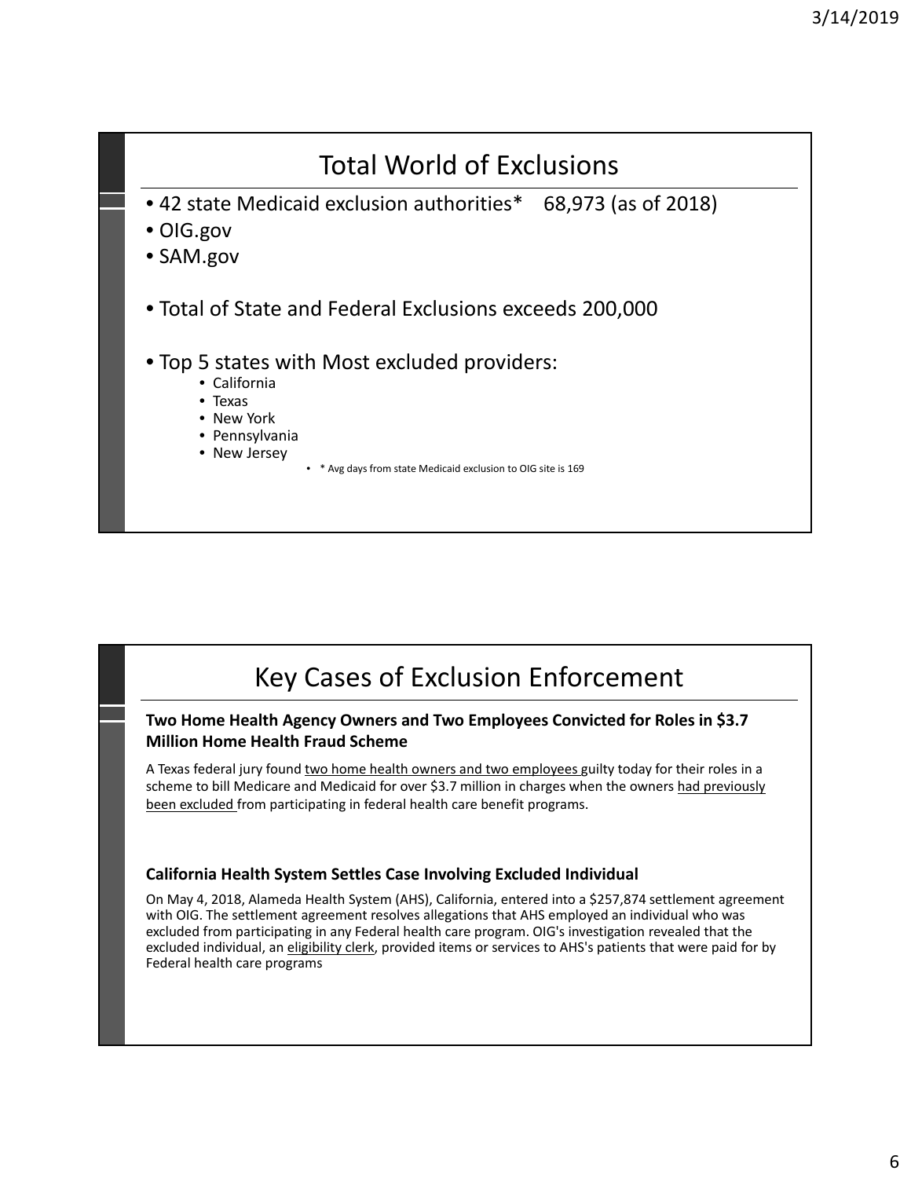# Total World of Exclusions

- 42 state Medicaid exclusion authorities* 68,973 (as of 2018)
- OIG.gov
- SAM.gov

- Total of State and Federal Exclusions exceeds 200,000

- Top 5 states with Most excluded providers:
  - California
  - Texas
  - New York
  - Pennsylvania
  - New Jersey
    - * Avg days from state Medicaid exclusion to OIG site is 169

# Key Cases of Exclusion Enforcement

**Two Home Health Agency Owners and Two Employees Convicted for Roles in $3.7 Million Home Health Fraud Scheme**

A Texas federal jury found two home health owners and two employees guilty today for their roles in a scheme to bill Medicare and Medicaid for over $3.7 million in charges when the owners had previously been excluded from participating in federal health care benefit programs.

**California Health System Settles Case Involving Excluded Individual**

On May 4, 2018, Alameda Health System (AHS), California, entered into a $257,874 settlement agreement with OIG. The settlement agreement resolves allegations that AHS employed an individual who was excluded from participating in any Federal health care program. OIG's investigation revealed that the excluded individual, an eligibility clerk, provided items or services to AHS's patients that were paid for by Federal health care programs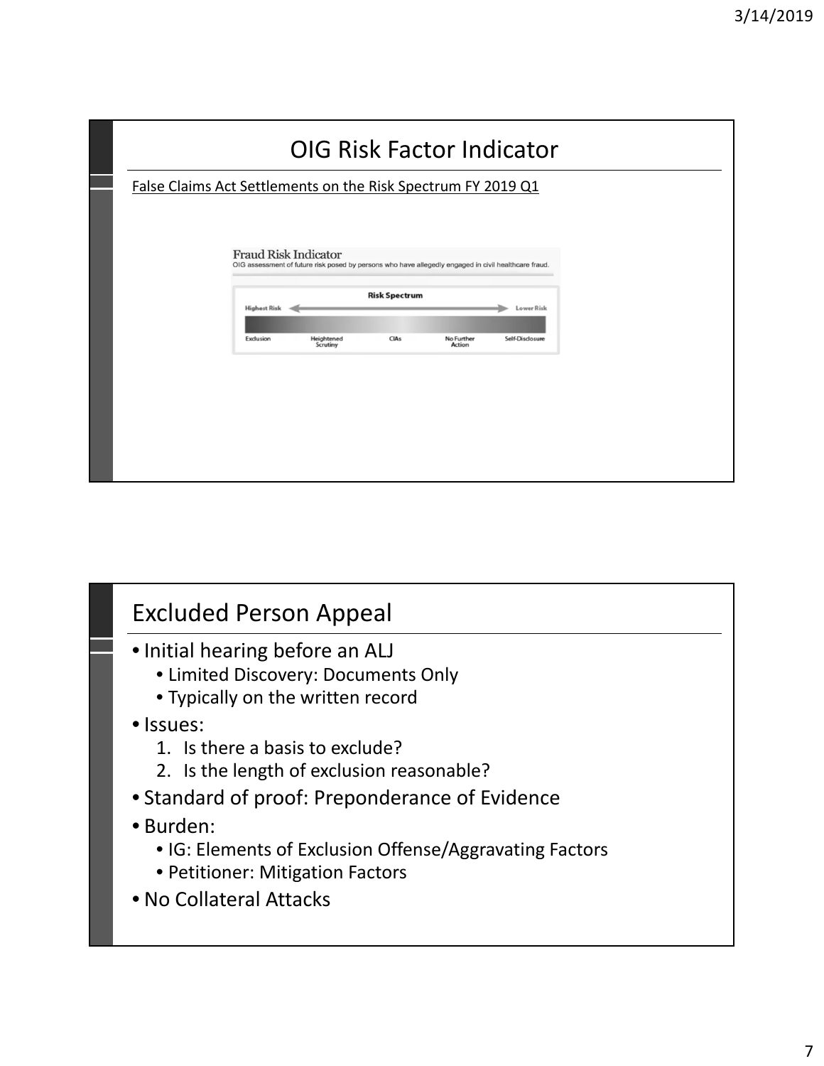# OIG Risk Factor Indicator

False Claims Act Settlements on the Risk Spectrum FY 2019 Q1

Fraud Risk Indicator

OIG assessment of future risk posed by persons who have allegedly engaged in civil healthcare fraud.

Risk Spectrum

Highest Risk ← → Lower Risk

Exclusion | Heightened Scrutiny | CIAs | No Further Action | Self-Disclosure

# Excluded Person Appeal

- Initial hearing before an ALJ
  - Limited Discovery: Documents Only
  - Typically on the written record
- Issues:
  1. Is there a basis to exclude?
  2. Is the length of exclusion reasonable?
- Standard of proof: Preponderance of Evidence
- Burden:
  - IG: Elements of Exclusion Offense/Aggravating Factors
  - Petitioner: Mitigation Factors
- No Collateral Attacks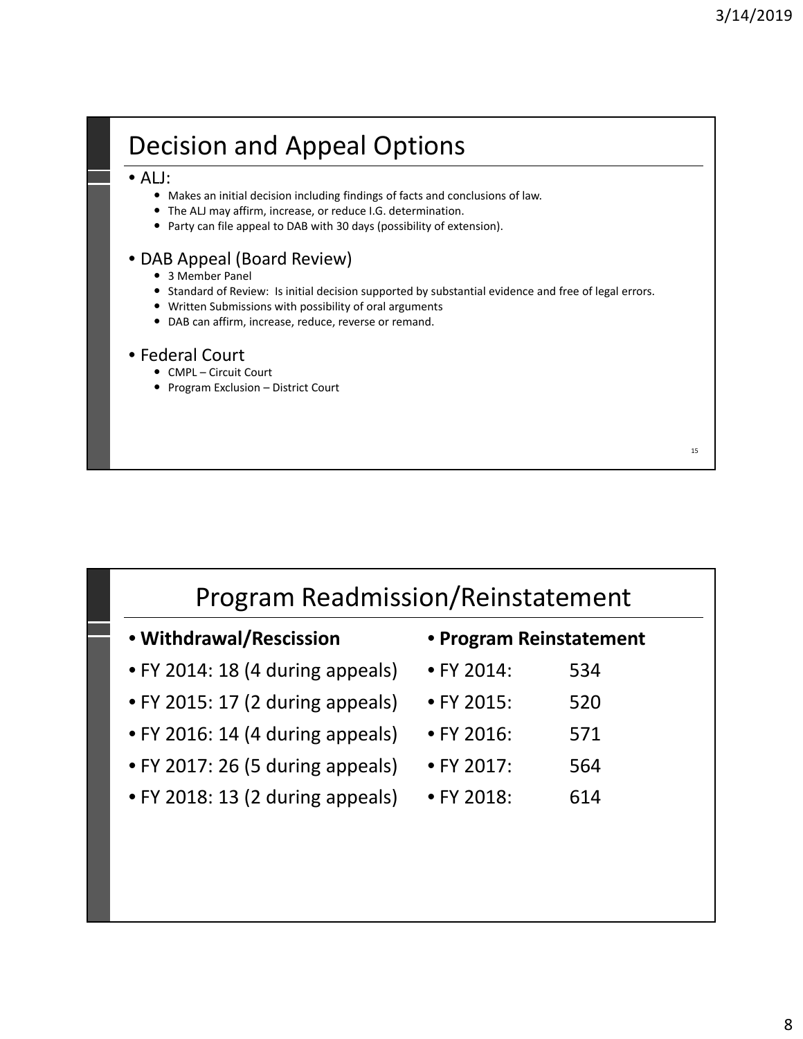## Decision and Appeal Options

- ALJ:
  - Makes an initial decision including findings of facts and conclusions of law.
  - The ALJ may affirm, increase, or reduce I.G. determination.
  - Party can file appeal to DAB with 30 days (possibility of extension).
- DAB Appeal (Board Review)
  - 3 Member Panel
  - Standard of Review: Is initial decision supported by substantial evidence and free of legal errors.
  - Written Submissions with possibility of oral arguments
  - DAB can affirm, increase, reduce, reverse or remand.
- Federal Court
  - CMPL – Circuit Court
  - Program Exclusion – District Court

## Program Readmission/Reinstatement

- **Withdrawal/Rescission**
- FY 2014: 18 (4 during appeals)
- FY 2015: 17 (2 during appeals)
- FY 2016: 14 (4 during appeals)
- FY 2017: 26 (5 during appeals)
- FY 2018: 13 (2 during appeals)

- **Program Reinstatement**
- FY 2014: 534
- FY 2015: 520
- FY 2016: 571
- FY 2017: 564
- FY 2018: 614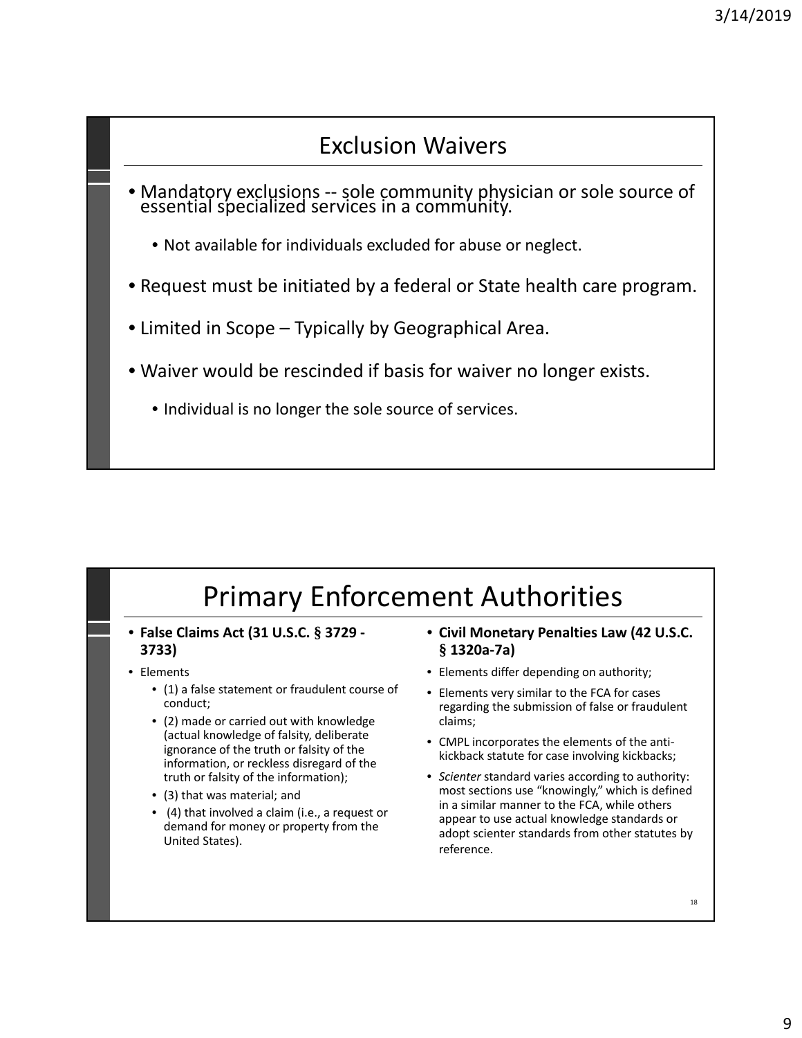## Exclusion Waivers

- Mandatory exclusions -- sole community physician or sole source of essential specialized services in a community.
  - Not available for individuals excluded for abuse or neglect.
- Request must be initiated by a federal or State health care program.
- Limited in Scope – Typically by Geographical Area.
- Waiver would be rescinded if basis for waiver no longer exists.
  - Individual is no longer the sole source of services.

## Primary Enforcement Authorities

- **False Claims Act (31 U.S.C. § 3729 - 3733)**
- Elements
  - (1) a false statement or fraudulent course of conduct;
  - (2) made or carried out with knowledge (actual knowledge of falsity, deliberate ignorance of the truth or falsity of the information, or reckless disregard of the truth or falsity of the information);
  - (3) that was material; and
  - (4) that involved a claim (i.e., a request or demand for money or property from the United States).

- **Civil Monetary Penalties Law (42 U.S.C. § 1320a-7a)**
- Elements differ depending on authority;
- Elements very similar to the FCA for cases regarding the submission of false or fraudulent claims;
- CMPL incorporates the elements of the anti-kickback statute for case involving kickbacks;
- *Scienter* standard varies according to authority: most sections use "knowingly," which is defined in a similar manner to the FCA, while others appear to use actual knowledge standards or adopt scienter standards from other statutes by reference.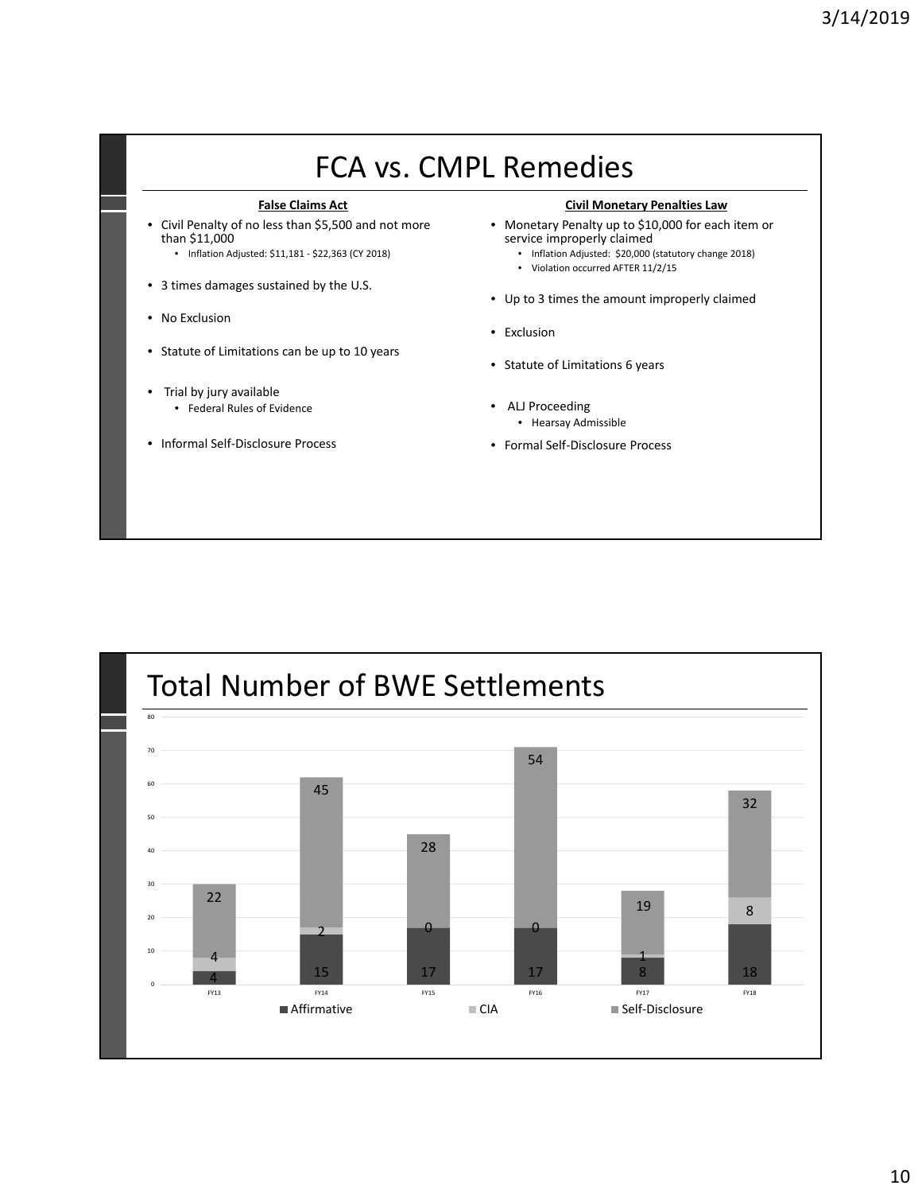# FCA vs. CMPL Remedies

| False Claims Act | Civil Monetary Penalties Law |
| --- | --- |
| • Civil Penalty of no less than \$5,500 and not more than \$11,000 <br> &nbsp;&nbsp;• Inflation Adjusted: \$11,181 - \$22,363 (CY 2018) | • Monetary Penalty up to \$10,000 for each item or service improperly claimed <br> &nbsp;&nbsp;• Inflation Adjusted: \$20,000 (statutory change 2018) <br> &nbsp;&nbsp;• Violation occurred AFTER 11/2/15 |
| • 3 times damages sustained by the U.S. | • Up to 3 times the amount improperly claimed |
| • No Exclusion | • Exclusion |
| • Statute of Limitations can be up to 10 years | • Statute of Limitations 6 years |
| • Trial by jury available <br> &nbsp;&nbsp;• Federal Rules of Evidence | • ALJ Proceeding <br> &nbsp;&nbsp;• Hearsay Admissible |
| • Informal Self-Disclosure Process | • Formal Self-Disclosure Process |

# Total Number of BWE Settlements

| | Affirmative | CIA | Self-Disclosure |
| --- | --- | --- | --- |
| FY13 | 4 | 4 | 22 |
| FY14 | 15 | 2 | 45 |
| FY15 | 17 | 0 | 28 |
| FY16 | 17 | 0 | 54 |
| FY17 | 8 | 1 | 19 |
| FY18 | 18 | 8 | 32 |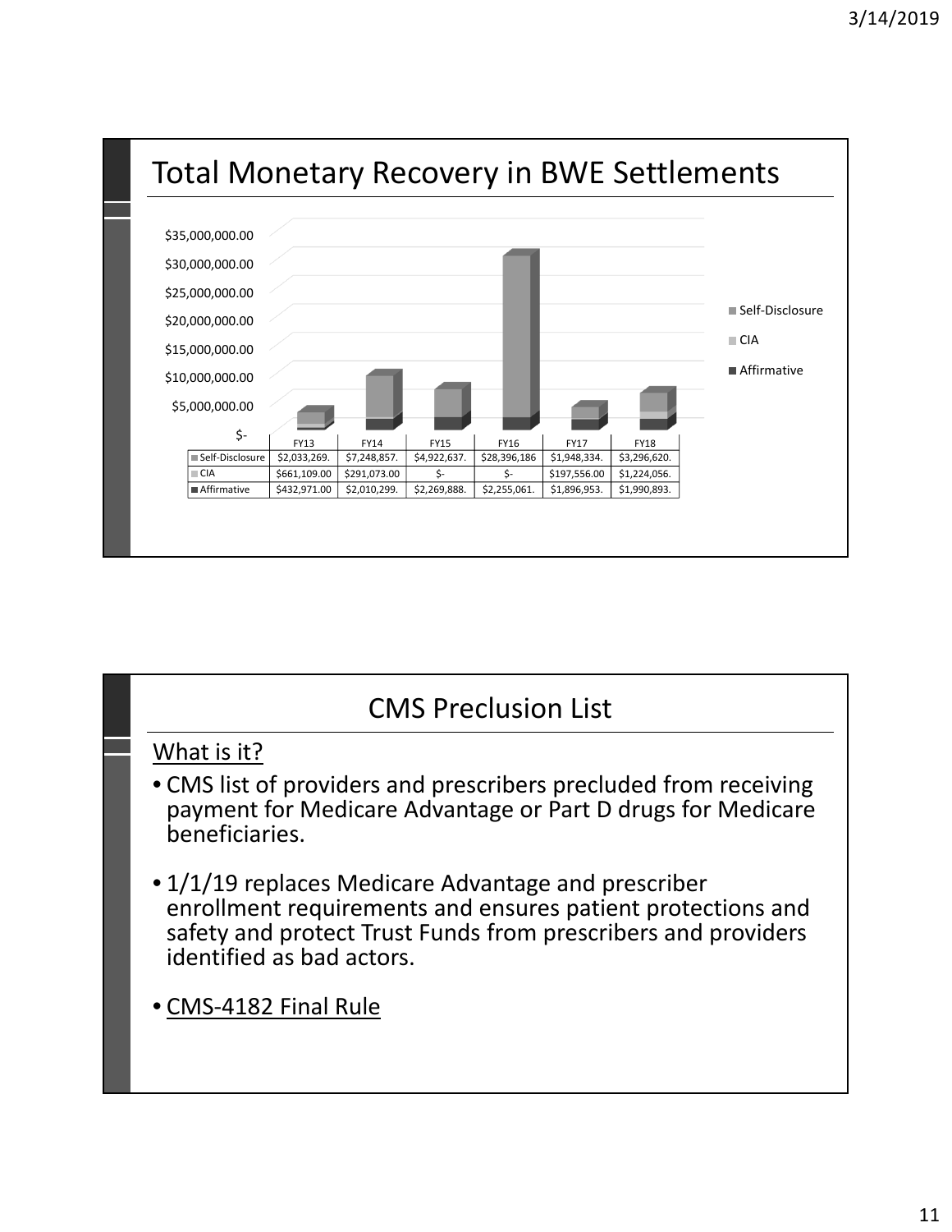# Total Monetary Recovery in BWE Settlements

| | FY13 | FY14 | FY15 | FY16 | FY17 | FY18 |
|---|---|---|---|---|---|---|
| Self-Disclosure | $2,033,269. | $7,248,857. | $4,922,637. | $28,396,186 | $1,948,334. | $3,296,620. |
| CIA | $661,109.00 | $291,073.00 | $- | $- | $197,556.00 | $1,224,056. |
| Affirmative | $432,971.00 | $2,010,299. | $2,269,888. | $2,255,061. | $1,896,953. | $1,990,893. |

# CMS Preclusion List

What is it?

- CMS list of providers and prescribers precluded from receiving payment for Medicare Advantage or Part D drugs for Medicare beneficiaries.
- 1/1/19 replaces Medicare Advantage and prescriber enrollment requirements and ensures patient protections and safety and protect Trust Funds from prescribers and providers identified as bad actors.
- CMS-4182 Final Rule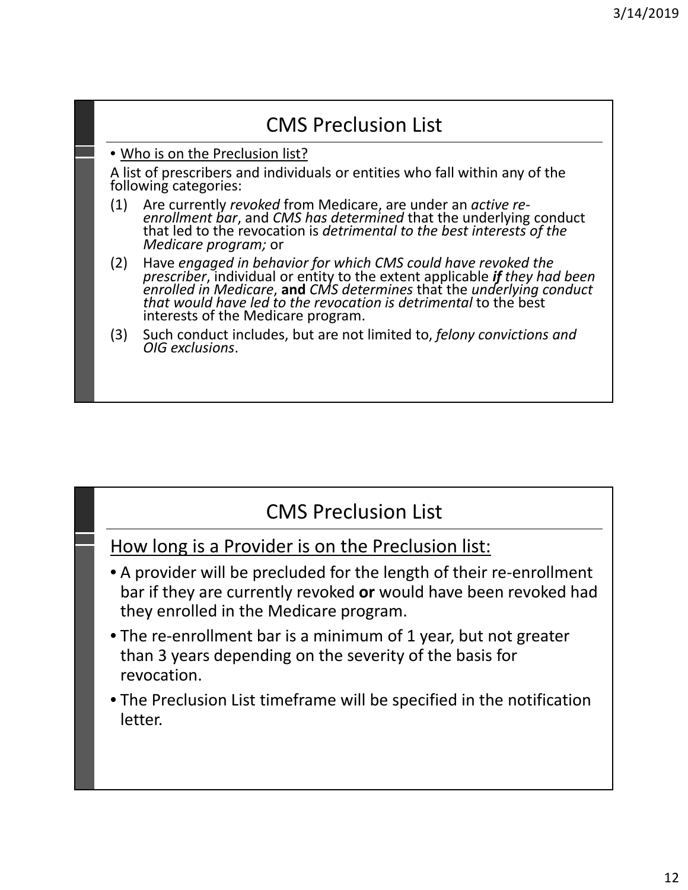## CMS Preclusion List

- Who is on the Preclusion list?

A list of prescribers and individuals or entities who fall within any of the following categories:

(1) Are currently *revoked* from Medicare, are under an *active re-enrollment bar*, and *CMS has determined* that the underlying conduct that led to the revocation is *detrimental to the best interests of the Medicare program;* or

(2) Have *engaged in behavior for which CMS could have revoked the prescriber*, individual or entity to the extent applicable ***if*** *they had been enrolled in Medicare*, **and** *CMS determines* that the *underlying conduct that would have led to the revocation is detrimental* to the best interests of the Medicare program.

(3) Such conduct includes, but are not limited to, *felony convictions and OIG exclusions*.

## CMS Preclusion List

How long is a Provider is on the Preclusion list:

- A provider will be precluded for the length of their re-enrollment bar if they are currently revoked **or** would have been revoked had they enrolled in the Medicare program.
- The re-enrollment bar is a minimum of 1 year, but not greater than 3 years depending on the severity of the basis for revocation.
- The Preclusion List timeframe will be specified in the notification letter.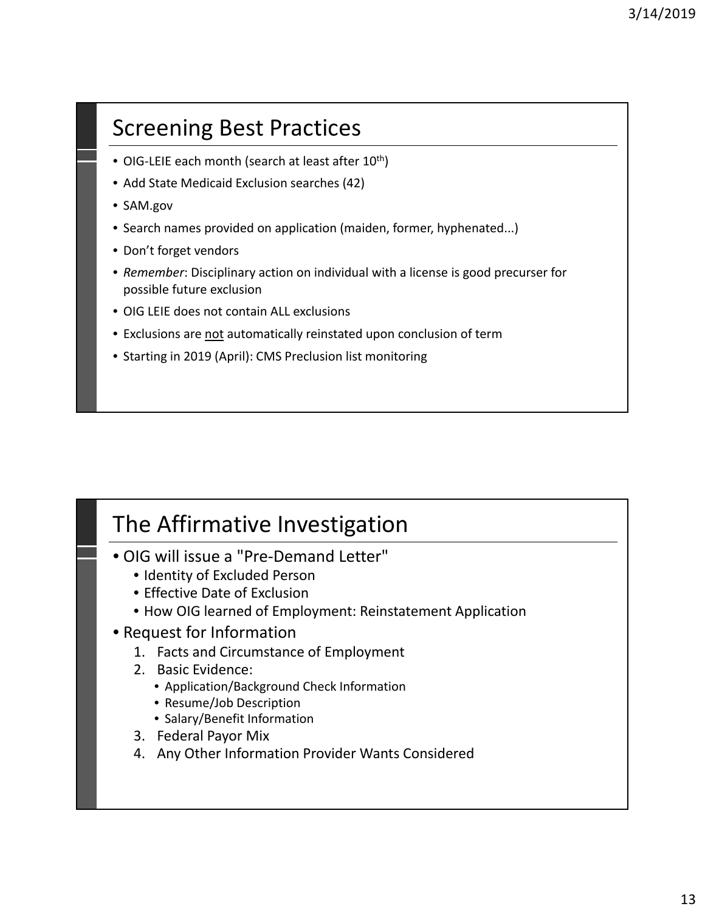## Screening Best Practices

- OIG-LEIE each month (search at least after 10$^{th}$)
- Add State Medicaid Exclusion searches (42)
- SAM.gov
- Search names provided on application (maiden, former, hyphenated...)
- Don't forget vendors
- *Remember*: Disciplinary action on individual with a license is good precurser for possible future exclusion
- OIG LEIE does not contain ALL exclusions
- Exclusions are <u>not</u> automatically reinstated upon conclusion of term
- Starting in 2019 (April): CMS Preclusion list monitoring

## The Affirmative Investigation

- OIG will issue a "Pre-Demand Letter"
  - Identity of Excluded Person
  - Effective Date of Exclusion
  - How OIG learned of Employment: Reinstatement Application
- Request for Information
  1. Facts and Circumstance of Employment
  2. Basic Evidence:
     - Application/Background Check Information
     - Resume/Job Description
     - Salary/Benefit Information
  3. Federal Payor Mix
  4. Any Other Information Provider Wants Considered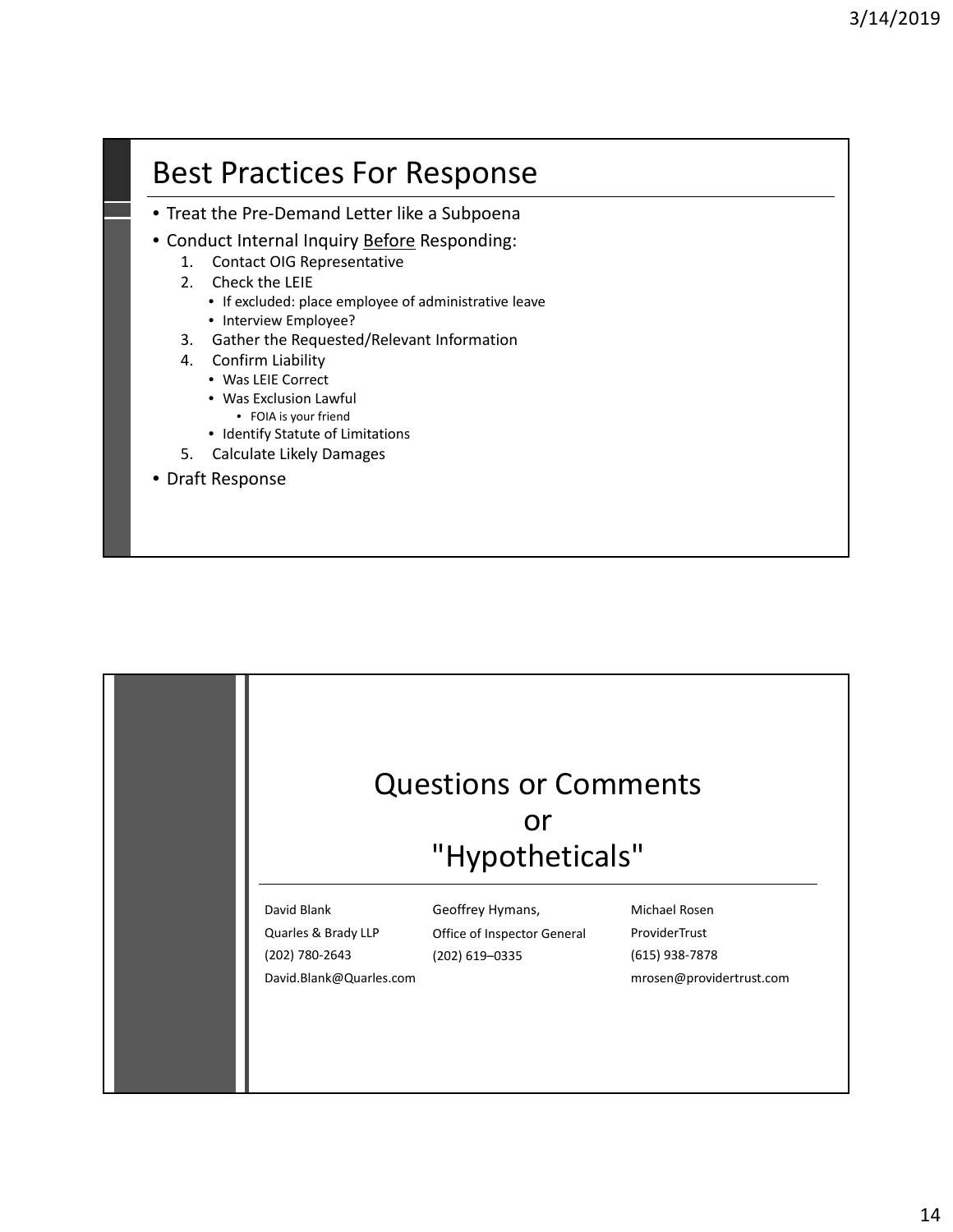## Best Practices For Response

- Treat the Pre-Demand Letter like a Subpoena
- Conduct Internal Inquiry <u>Before</u> Responding:
  1. Contact OIG Representative
  2. Check the LEIE
     - If excluded: place employee of administrative leave
     - Interview Employee?
  3. Gather the Requested/Relevant Information
  4. Confirm Liability
     - Was LEIE Correct
     - Was Exclusion Lawful
       - FOIA is your friend
     - Identify Statute of Limitations
  5. Calculate Likely Damages
- Draft Response

## Questions or Comments
## or
## "Hypotheticals"

David Blank
Quarles & Brady LLP
(202) 780-2643
David.Blank@Quarles.com

Geoffrey Hymans,
Office of Inspector General
(202) 619–0335

Michael Rosen
ProviderTrust
(615) 938-7878
mrosen@providertrust.com